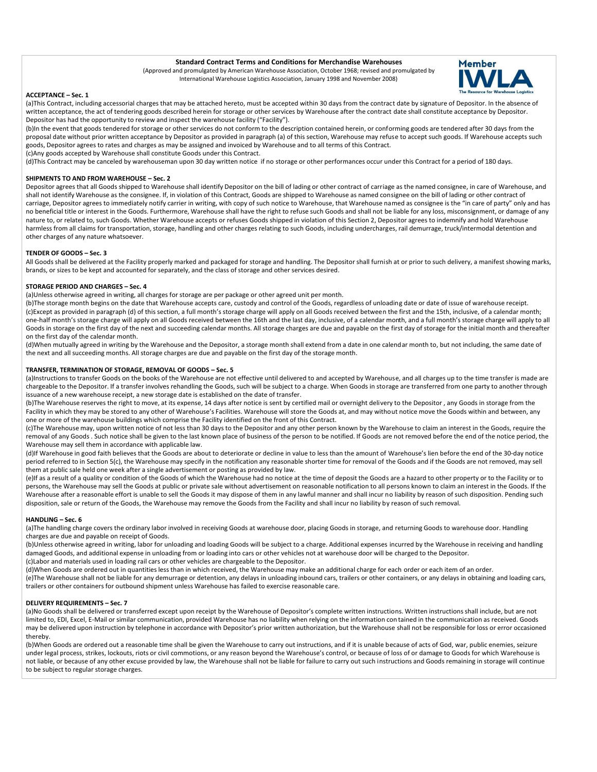# Standard Contract Terms and Conditions for Merchandise Warehouses

(Approved and promulgated by American Warehouse Association, October 1968; revised and promulgated by International Warehouse Logistics Association, January 1998 and November 2008)

Member IWLA The Resource for Warehouse Logistics

**ACCEPTANCE – Sec. 1**

(a)This Contract, including accessorial charges that may be attached hereto, must be accepted within 30 days from the contract date by signature of Depositor. In the absence of written acceptance, the act of tendering goods described herein for storage or other services by Warehouse after the contract date shall constitute acceptance by Depositor. Depositor has had the opportunity to review and inspect the warehouse facility ("Facility").

(b)In the event that goods tendered for storage or other services do not conform to the description contained herein, or conforming goods are tendered after 30 days from the proposal date without prior written acceptance by Depositor as provided in paragraph (a) of this section, Warehouse may refuse to accept such goods. If Warehouse accepts such goods, Depositor agrees to rates and charges as may be assigned and invoiced by Warehouse and to all terms of this Contract.

(c)Any goods accepted by Warehouse shall constitute Goods under this Contract.

(d)This Contract may be canceled by warehouseman upon 30 day written notice if no storage or other performances occur under this Contract for a period of 180 days.

**SHIPMENTS TO AND FROM WAREHOUSE – Sec. 2**

Depositor agrees that all Goods shipped to Warehouse shall identify Depositor on the bill of lading or other contract of carriage as the named consignee, in care of Warehouse, and shall not identify Warehouse as the consignee. If, in violation of this Contract, Goods are shipped to Warehouse as named consignee on the bill of lading or other contract of carriage, Depositor agrees to immediately notify carrier in writing, with copy of such notice to Warehouse, that Warehouse named as consignee is the "in care of party" only and has no beneficial title or interest in the Goods. Furthermore, Warehouse shall have the right to refuse such Goods and shall not be liable for any loss, misconsignment, or damage of any nature to, or related to, such Goods. Whether Warehouse accepts or refuses Goods shipped in violation of this Section 2, Depositor agrees to indemnify and hold Warehouse harmless from all claims for transportation, storage, handling and other charges relating to such Goods, including undercharges, rail demurrage, truck/intermodal detention and other charges of any nature whatsoever.

**TENDER OF GOODS – Sec. 3**

All Goods shall be delivered at the Facility properly marked and packaged for storage and handling. The Depositor shall furnish at or prior to such delivery, a manifest showing marks, brands, or sizes to be kept and accounted for separately, and the class of storage and other services desired.

**STORAGE PERIOD AND CHARGES – Sec. 4**

(a)Unless otherwise agreed in writing, all charges for storage are per package or other agreed unit per month.

(b)The storage month begins on the date that Warehouse accepts care, custody and control of the Goods, regardless of unloading date or date of issue of warehouse receipt.

(c)Except as provided in paragraph (d) of this section, a full month's storage charge will apply on all Goods received between the first and the 15th, inclusive, of a calendar month; one-half month's storage charge will apply on all Goods received between the 16th and the last day, inclusive, of a calendar month, and a full month's storage charge will apply to all Goods in storage on the first day of the next and succeeding calendar months. All storage charges are due and payable on the first day of storage for the initial month and thereafter on the first day of the calendar month.

(d)When mutually agreed in writing by the Warehouse and the Depositor, a storage month shall extend from a date in one calendar month to, but not including, the same date of the next and all succeeding months. All storage charges are due and payable on the first day of the storage month.

**TRANSFER, TERMINATION OF STORAGE, REMOVAL OF GOODS – Sec. 5**

(a)Instructions to transfer Goods on the books of the Warehouse are not effective until delivered to and accepted by Warehouse, and all charges up to the time transfer is made are chargeable to the Depositor. If a transfer involves rehandling the Goods, such will be subject to a charge. When Goods in storage are transferred from one party to another through issuance of a new warehouse receipt, a new storage date is established on the date of transfer.

(b)The Warehouse reserves the right to move, at its expense, 14 days after notice is sent by certified mail or overnight delivery to the Depositor , any Goods in storage from the Facility in which they may be stored to any other of Warehouse's Facilities. Warehouse will store the Goods at, and may without notice move the Goods within and between, any one or more of the warehouse buildings which comprise the Facility identified on the front of this Contract.

(c)The Warehouse may, upon written notice of not less than 30 days to the Depositor and any other person known by the Warehouse to claim an interest in the Goods, require the removal of any Goods . Such notice shall be given to the last known place of business of the person to be notified. If Goods are not removed before the end of the notice period, the Warehouse may sell them in accordance with applicable law.

(d)If Warehouse in good faith believes that the Goods are about to deteriorate or decline in value to less than the amount of Warehouse's lien before the end of the 30-day notice period referred to in Section 5(c), the Warehouse may specify in the notification any reasonable shorter time for removal of the Goods and if the Goods are not removed, may sell them at public sale held one week after a single advertisement or posting as provided by law.

(e)If as a result of a quality or condition of the Goods of which the Warehouse had no notice at the time of deposit the Goods are a hazard to other property or to the Facility or to persons, the Warehouse may sell the Goods at public or private sale without advertisement on reasonable notification to all persons known to claim an interest in the Goods. If the Warehouse after a reasonable effort is unable to sell the Goods it may dispose of them in any lawful manner and shall incur no liability by reason of such disposition. Pending such disposition, sale or return of the Goods, the Warehouse may remove the Goods from the Facility and shall incur no liability by reason of such removal.

**HANDLING – Sec. 6**

(a)The handling charge covers the ordinary labor involved in receiving Goods at warehouse door, placing Goods in storage, and returning Goods to warehouse door. Handling charges are due and payable on receipt of Goods.

(b)Unless otherwise agreed in writing, labor for unloading and loading Goods will be subject to a charge. Additional expenses incurred by the Warehouse in receiving and handling damaged Goods, and additional expense in unloading from or loading into cars or other vehicles not at warehouse door will be charged to the Depositor.

(c)Labor and materials used in loading rail cars or other vehicles are chargeable to the Depositor.

(d)When Goods are ordered out in quantities less than in which received, the Warehouse may make an additional charge for each order or each item of an order.

(e)The Warehouse shall not be liable for any demurrage or detention, any delays in unloading inbound cars, trailers or other containers, or any delays in obtaining and loading cars, trailers or other containers for outbound shipment unless Warehouse has failed to exercise reasonable care.

**DELIVERY REQUIREMENTS – Sec. 7**

(a)No Goods shall be delivered or transferred except upon receipt by the Warehouse of Depositor's complete written instructions. Written instructions shall include, but are not limited to, EDI, Excel, E-Mail or similar communication, provided Warehouse has no liability when relying on the information contained in the communication as received. Goods may be delivered upon instruction by telephone in accordance with Depositor's prior written authorization, but the Warehouse shall not be responsible for loss or error occasioned thereby.

(b)When Goods are ordered out a reasonable time shall be given the Warehouse to carry out instructions, and if it is unable because of acts of God, war, public enemies, seizure under legal process, strikes, lockouts, riots or civil commotions, or any reason beyond the Warehouse's control, or because of loss of or damage to Goods for which Warehouse is not liable, or because of any other excuse provided by law, the Warehouse shall not be liable for failure to carry out such instructions and Goods remaining in storage will continue to be subject to regular storage charges.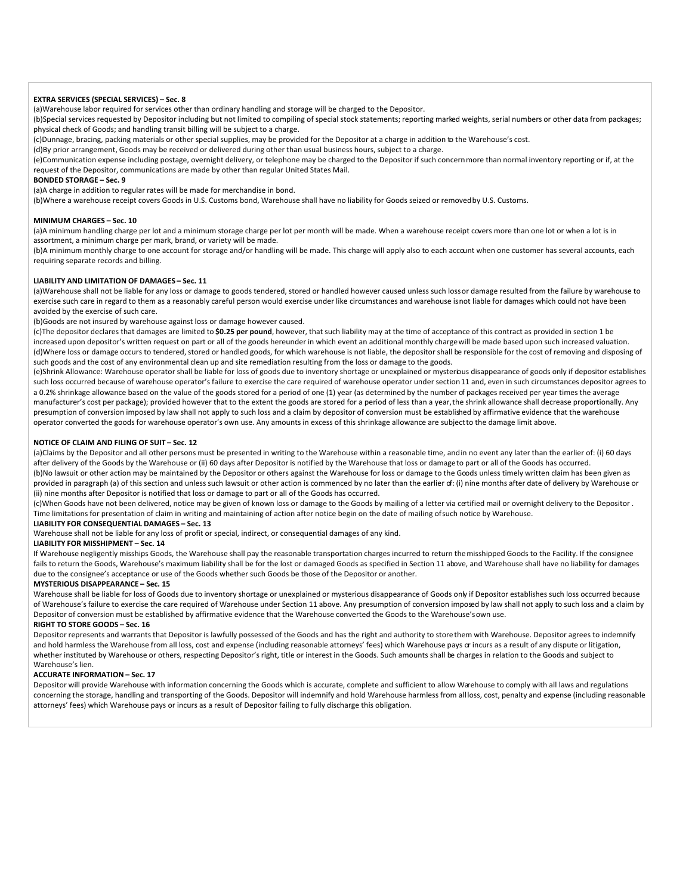**EXTRA SERVICES (SPECIAL SERVICES) – Sec. 8**

(a)Warehouse labor required for services other than ordinary handling and storage will be charged to the Depositor.

(b)Special services requested by Depositor including but not limited to compiling of special stock statements; reporting marked weights, serial numbers or other data from packages; physical check of Goods; and handling transit billing will be subject to a charge.

(c)Dunnage, bracing, packing materials or other special supplies, may be provided for the Depositor at a charge in addition to the Warehouse's cost.

(d)By prior arrangement, Goods may be received or delivered during other than usual business hours, subject to a charge.

(e)Communication expense including postage, overnight delivery, or telephone may be charged to the Depositor if such concern more than normal inventory reporting or if, at the request of the Depositor, communications are made by other than regular United States Mail.

**BONDED STORAGE – Sec. 9**

(a)A charge in addition to regular rates will be made for merchandise in bond.

(b)Where a warehouse receipt covers Goods in U.S. Customs bond, Warehouse shall have no liability for Goods seized or removed by U.S. Customs.

**MINIMUM CHARGES – Sec. 10**

(a)A minimum handling charge per lot and a minimum storage charge per lot per month will be made. When a warehouse receipt covers more than one lot or when a lot is in assortment, a minimum charge per mark, brand, or variety will be made.

(b)A minimum monthly charge to one account for storage and/or handling will be made. This charge will apply also to each account when one customer has several accounts, each requiring separate records and billing.

**LIABILITY AND LIMITATION OF DAMAGES – Sec. 11**

(a)Warehouse shall not be liable for any loss or damage to goods tendered, stored or handled however caused unless such loss or damage resulted from the failure by warehouse to exercise such care in regard to them as a reasonably careful person would exercise under like circumstances and warehouse is not liable for damages which could not have been avoided by the exercise of such care.

(b)Goods are not insured by warehouse against loss or damage however caused.

(c)The depositor declares that damages are limited to **$0.25 per pound**, however, that such liability may at the time of acceptance of this contract as provided in section 1 be increased upon depositor's written request on part or all of the goods hereunder in which event an additional monthly charge will be made based upon such increased valuation.

(d)Where loss or damage occurs to tendered, stored or handled goods, for which warehouse is not liable, the depositor shall be responsible for the cost of removing and disposing of such goods and the cost of any environmental clean up and site remediation resulting from the loss or damage to the goods.

(e)Shrink Allowance: Warehouse operator shall be liable for loss of goods due to inventory shortage or unexplained or mysterious disappearance of goods only if depositor establishes such loss occurred because of warehouse operator's failure to exercise the care required of warehouse operator under section 11 and, even in such circumstances depositor agrees to a 0.2% shrinkage allowance based on the value of the goods stored for a period of one (1) year (as determined by the number of packages received per year times the average manufacturer's cost per package); provided however that to the extent the goods are stored for a period of less than a year, the shrink allowance shall decrease proportionally. Any presumption of conversion imposed by law shall not apply to such loss and a claim by depositor of conversion must be established by affirmative evidence that the warehouse operator converted the goods for warehouse operator's own use. Any amounts in excess of this shrinkage allowance are subject to the damage limit above.

**NOTICE OF CLAIM AND FILING OF SUIT – Sec. 12**

(a)Claims by the Depositor and all other persons must be presented in writing to the Warehouse within a reasonable time, and in no event any later than the earlier of: (i) 60 days after delivery of the Goods by the Warehouse or (ii) 60 days after Depositor is notified by the Warehouse that loss or damage to part or all of the Goods has occurred.

(b)No lawsuit or other action may be maintained by the Depositor or others against the Warehouse for loss or damage to the Goods unless timely written claim has been given as provided in paragraph (a) of this section and unless such lawsuit or other action is commenced by no later than the earlier of: (i) nine months after date of delivery by Warehouse or (ii) nine months after Depositor is notified that loss or damage to part or all of the Goods has occurred.

(c)When Goods have not been delivered, notice may be given of known loss or damage to the Goods by mailing of a letter via certified mail or overnight delivery to the Depositor . Time limitations for presentation of claim in writing and maintaining of action after notice begin on the date of mailing of such notice by Warehouse.

**LIABILITY FOR CONSEQUENTIAL DAMAGES – Sec. 13**

Warehouse shall not be liable for any loss of profit or special, indirect, or consequential damages of any kind.

**LIABILITY FOR MISSHIPMENT – Sec. 14**

If Warehouse negligently misships Goods, the Warehouse shall pay the reasonable transportation charges incurred to return the misshipped Goods to the Facility. If the consignee fails to return the Goods, Warehouse's maximum liability shall be for the lost or damaged Goods as specified in Section 11 above, and Warehouse shall have no liability for damages due to the consignee's acceptance or use of the Goods whether such Goods be those of the Depositor or another.

**MYSTERIOUS DISAPPEARANCE – Sec. 15**

Warehouse shall be liable for loss of Goods due to inventory shortage or unexplained or mysterious disappearance of Goods only if Depositor establishes such loss occurred because of Warehouse's failure to exercise the care required of Warehouse under Section 11 above. Any presumption of conversion imposed by law shall not apply to such loss and a claim by Depositor of conversion must be established by affirmative evidence that the Warehouse converted the Goods to the Warehouse's own use.

**RIGHT TO STORE GOODS – Sec. 16**

Depositor represents and warrants that Depositor is lawfully possessed of the Goods and has the right and authority to store them with Warehouse. Depositor agrees to indemnify and hold harmless the Warehouse from all loss, cost and expense (including reasonable attorneys' fees) which Warehouse pays or incurs as a result of any dispute or litigation, whether instituted by Warehouse or others, respecting Depositor's right, title or interest in the Goods. Such amounts shall be charges in relation to the Goods and subject to Warehouse's lien.

**ACCURATE INFORMATION – Sec. 17**

Depositor will provide Warehouse with information concerning the Goods which is accurate, complete and sufficient to allow Warehouse to comply with all laws and regulations concerning the storage, handling and transporting of the Goods. Depositor will indemnify and hold Warehouse harmless from all loss, cost, penalty and expense (including reasonable attorneys' fees) which Warehouse pays or incurs as a result of Depositor failing to fully discharge this obligation.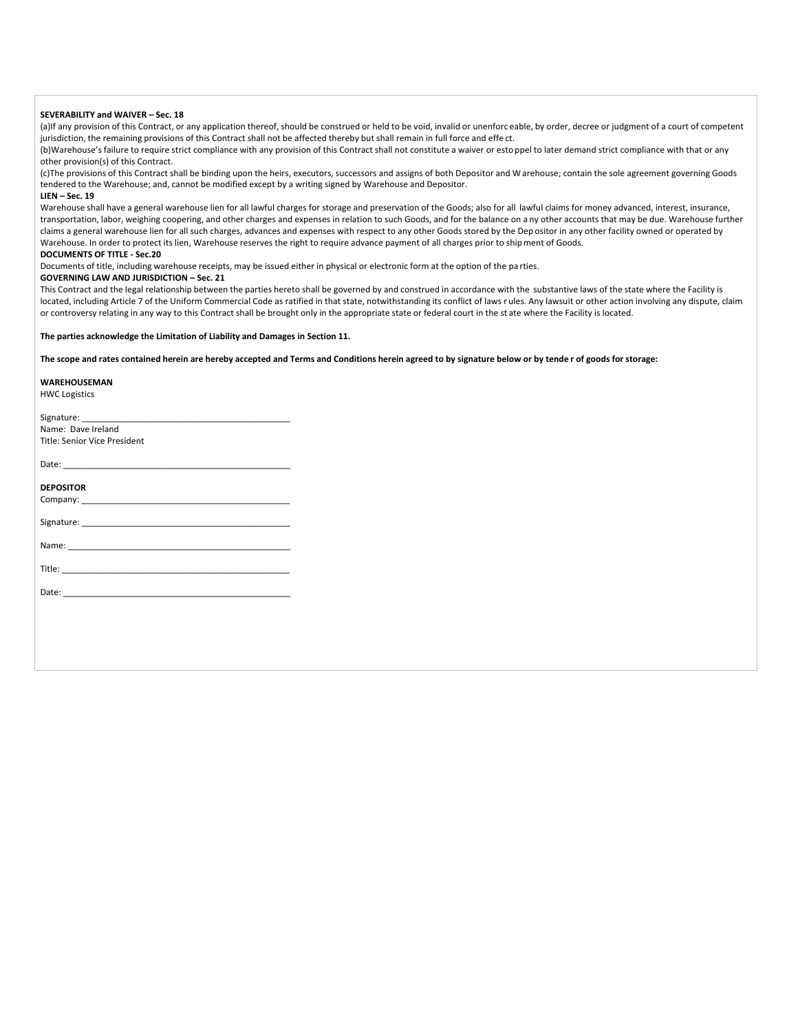**SEVERABILITY and WAIVER – Sec. 18**

(a)If any provision of this Contract, or any application thereof, should be construed or held to be void, invalid or unenforceable, by order, decree or judgment of a court of competent jurisdiction, the remaining provisions of this Contract shall not be affected thereby but shall remain in full force and effect.

(b)Warehouse's failure to require strict compliance with any provision of this Contract shall not constitute a waiver or estoppel to later demand strict compliance with that or any other provision(s) of this Contract.

(c)The provisions of this Contract shall be binding upon the heirs, executors, successors and assigns of both Depositor and Warehouse; contain the sole agreement governing Goods tendered to the Warehouse; and, cannot be modified except by a writing signed by Warehouse and Depositor.

**LIEN – Sec. 19**

Warehouse shall have a general warehouse lien for all lawful charges for storage and preservation of the Goods; also for all lawful claims for money advanced, interest, insurance, transportation, labor, weighing coopering, and other charges and expenses in relation to such Goods, and for the balance on any other accounts that may be due. Warehouse further claims a general warehouse lien for all such charges, advances and expenses with respect to any other Goods stored by the Depositor in any other facility owned or operated by Warehouse. In order to protect its lien, Warehouse reserves the right to require advance payment of all charges prior to shipment of Goods.

**DOCUMENTS OF TITLE - Sec.20**

Documents of title, including warehouse receipts, may be issued either in physical or electronic form at the option of the parties.

**GOVERNING LAW AND JURISDICTION – Sec. 21**

This Contract and the legal relationship between the parties hereto shall be governed by and construed in accordance with the substantive laws of the state where the Facility is located, including Article 7 of the Uniform Commercial Code as ratified in that state, notwithstanding its conflict of laws rules. Any lawsuit or other action involving any dispute, claim or controversy relating in any way to this Contract shall be brought only in the appropriate state or federal court in the state where the Facility is located.

**The parties acknowledge the Limitation of Liability and Damages in Section 11.**

**The scope and rates contained herein are hereby accepted and Terms and Conditions herein agreed to by signature below or by tender of goods for storage:**

**WAREHOUSEMAN**
HWC Logistics

Signature: _____________________________________________
Name: Dave Ireland
Title: Senior Vice President

Date: _________________________________________________

**DEPOSITOR**
Company: ______________________________________________

Signature: _____________________________________________

Name: _________________________________________________

Title: __________________________________________________

Date: _________________________________________________